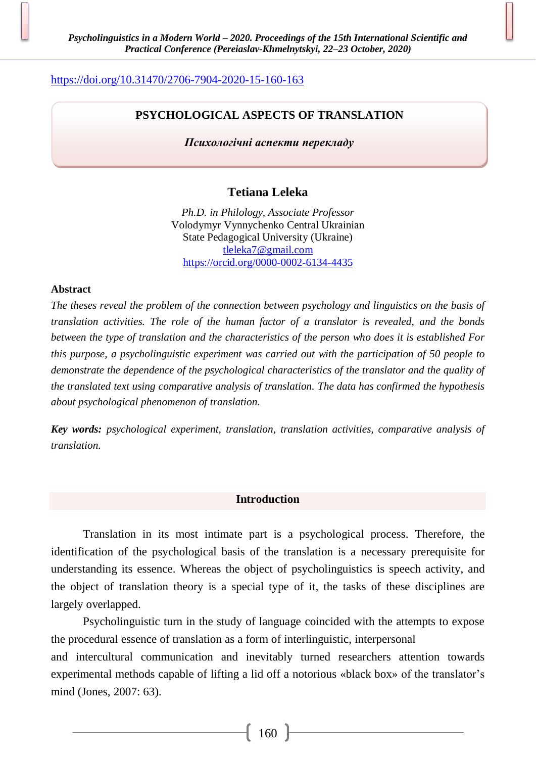https://doi.org/10.31470/2706-7904-2020-15-160-163

# PSYCHOLOGICAL ASPECTS OF TRANSLATION

***Психологічні аспекти перекладу***

## Tetiana Leleka

*Ph.D. in Philology, Associate Professor*
Volodymyr Vynnychenko Central Ukrainian
State Pedagogical University (Ukraine)
tleleka7@gmail.com
https://orcid.org/0000-0002-6134-4435

**Abstract**

*The theses reveal the problem of the connection between psychology and linguistics on the basis of translation activities. The role of the human factor of a translator is revealed, and the bonds between the type of translation and the characteristics of the person who does it is established For this purpose, a psycholinguistic experiment was carried out with the participation of 50 people to demonstrate the dependence of the psychological characteristics of the translator and the quality of the translated text using comparative analysis of translation. The data has confirmed the hypothesis about psychological phenomenon of translation.*

***Key words:*** *psychological experiment, translation, translation activities, comparative analysis of translation.*

## Introduction

Translation in its most intimate part is a psychological process. Therefore, the identification of the psychological basis of the translation is a necessary prerequisite for understanding its essence. Whereas the object of psycholinguistics is speech activity, and the object of translation theory is a special type of it, the tasks of these disciplines are largely overlapped.

Psycholinguistic turn in the study of language coincided with the attempts to expose the procedural essence of translation as a form of interlinguistic, interpersonal and intercultural communication and inevitably turned researchers attention towards experimental methods capable of lifting a lid off a notorious «black box» of the translator's mind (Jones, 2007: 63).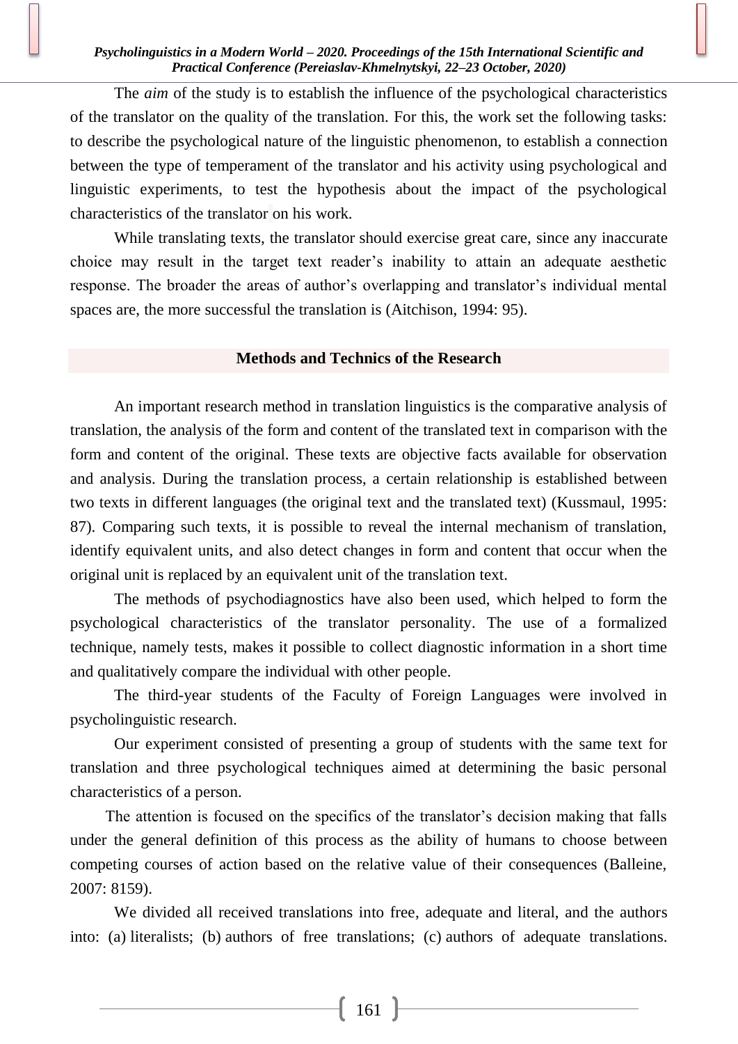The *aim* of the study is to establish the influence of the psychological characteristics of the translator on the quality of the translation. For this, the work set the following tasks: to describe the psychological nature of the linguistic phenomenon, to establish a connection between the type of temperament of the translator and his activity using psychological and linguistic experiments, to test the hypothesis about the impact of the psychological characteristics of the translator on his work.

While translating texts, the translator should exercise great care, since any inaccurate choice may result in the target text reader's inability to attain an adequate aesthetic response. The broader the areas of author's overlapping and translator's individual mental spaces are, the more successful the translation is (Aitchison, 1994: 95).

## Methods and Technics of the Research

An important research method in translation linguistics is the comparative analysis of translation, the analysis of the form and content of the translated text in comparison with the form and content of the original. These texts are objective facts available for observation and analysis. During the translation process, a certain relationship is established between two texts in different languages (the original text and the translated text) (Kussmaul, 1995: 87). Comparing such texts, it is possible to reveal the internal mechanism of translation, identify equivalent units, and also detect changes in form and content that occur when the original unit is replaced by an equivalent unit of the translation text.

The methods of psychodiagnostics have also been used, which helped to form the psychological characteristics of the translator personality. The use of a formalized technique, namely tests, makes it possible to collect diagnostic information in a short time and qualitatively compare the individual with other people.

The third-year students of the Faculty of Foreign Languages were involved in psycholinguistic research.

Our experiment consisted of presenting a group of students with the same text for translation and three psychological techniques aimed at determining the basic personal characteristics of a person.

The attention is focused on the specifics of the translator's decision making that falls under the general definition of this process as the ability of humans to choose between competing courses of action based on the relative value of their consequences (Balleine, 2007: 8159).

We divided all received translations into free, adequate and literal, and the authors into: (a) literalists; (b) authors of free translations; (c) authors of adequate translations.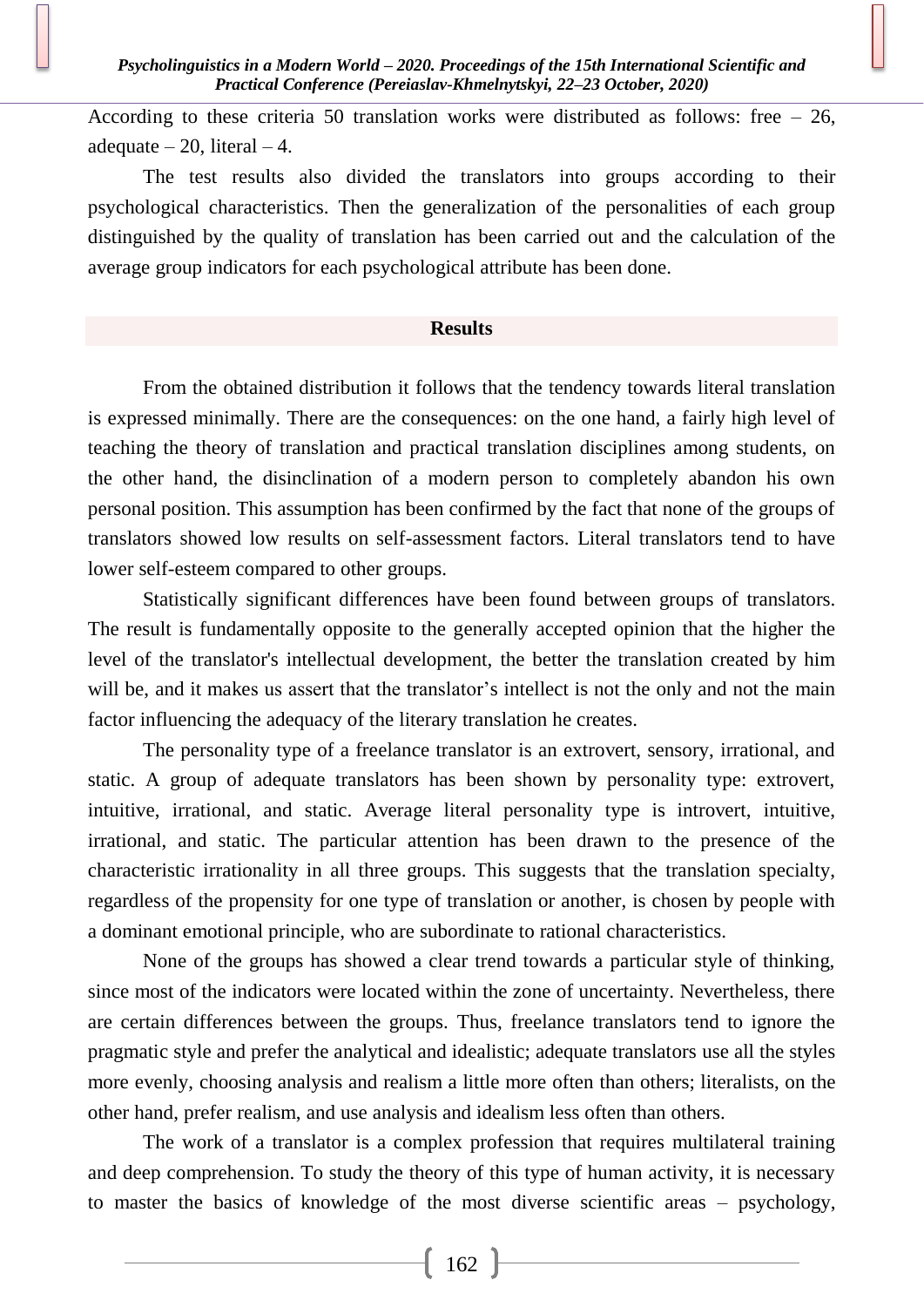According to these criteria 50 translation works were distributed as follows: free – 26, adequate – 20, literal – 4.

The test results also divided the translators into groups according to their psychological characteristics. Then the generalization of the personalities of each group distinguished by the quality of translation has been carried out and the calculation of the average group indicators for each psychological attribute has been done.

## Results

From the obtained distribution it follows that the tendency towards literal translation is expressed minimally. There are the consequences: on the one hand, a fairly high level of teaching the theory of translation and practical translation disciplines among students, on the other hand, the disinclination of a modern person to completely abandon his own personal position. This assumption has been confirmed by the fact that none of the groups of translators showed low results on self-assessment factors. Literal translators tend to have lower self-esteem compared to other groups.

Statistically significant differences have been found between groups of translators. The result is fundamentally opposite to the generally accepted opinion that the higher the level of the translator's intellectual development, the better the translation created by him will be, and it makes us assert that the translator's intellect is not the only and not the main factor influencing the adequacy of the literary translation he creates.

The personality type of a freelance translator is an extrovert, sensory, irrational, and static. A group of adequate translators has been shown by personality type: extrovert, intuitive, irrational, and static. Average literal personality type is introvert, intuitive, irrational, and static. The particular attention has been drawn to the presence of the characteristic irrationality in all three groups. This suggests that the translation specialty, regardless of the propensity for one type of translation or another, is chosen by people with a dominant emotional principle, who are subordinate to rational characteristics.

None of the groups has showed a clear trend towards a particular style of thinking, since most of the indicators were located within the zone of uncertainty. Nevertheless, there are certain differences between the groups. Thus, freelance translators tend to ignore the pragmatic style and prefer the analytical and idealistic; adequate translators use all the styles more evenly, choosing analysis and realism a little more often than others; literalists, on the other hand, prefer realism, and use analysis and idealism less often than others.

The work of a translator is a complex profession that requires multilateral training and deep comprehension. To study the theory of this type of human activity, it is necessary to master the basics of knowledge of the most diverse scientific areas – psychology,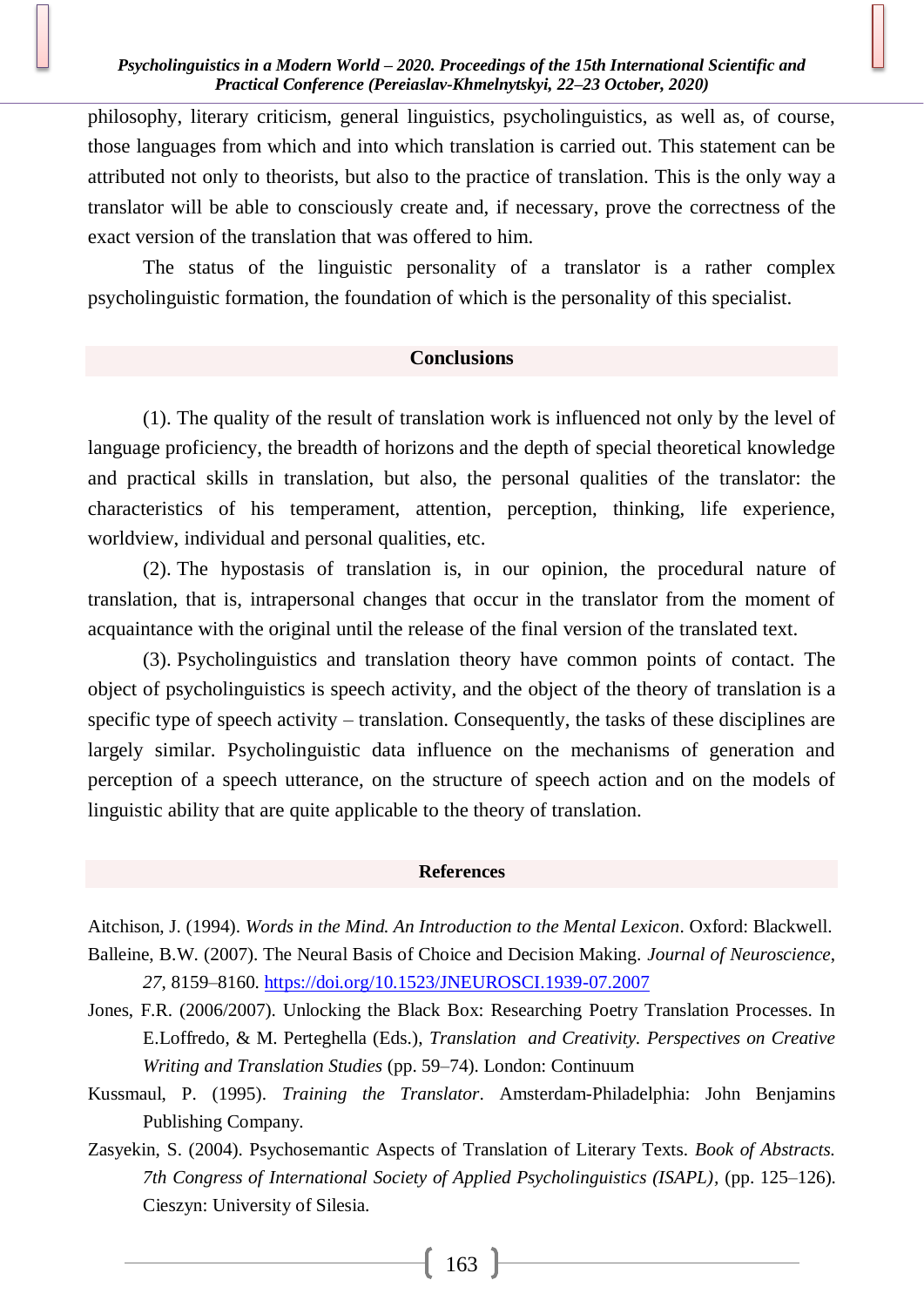philosophy, literary criticism, general linguistics, psycholinguistics, as well as, of course, those languages from which and into which translation is carried out. This statement can be attributed not only to theorists, but also to the practice of translation. This is the only way a translator will be able to consciously create and, if necessary, prove the correctness of the exact version of the translation that was offered to him.

The status of the linguistic personality of a translator is a rather complex psycholinguistic formation, the foundation of which is the personality of this specialist.

## Conclusions

(1). The quality of the result of translation work is influenced not only by the level of language proficiency, the breadth of horizons and the depth of special theoretical knowledge and practical skills in translation, but also, the personal qualities of the translator: the characteristics of his temperament, attention, perception, thinking, life experience, worldview, individual and personal qualities, etc.

(2). The hypostasis of translation is, in our opinion, the procedural nature of translation, that is, intrapersonal changes that occur in the translator from the moment of acquaintance with the original until the release of the final version of the translated text.

(3). Psycholinguistics and translation theory have common points of contact. The object of psycholinguistics is speech activity, and the object of the theory of translation is a specific type of speech activity – translation. Consequently, the tasks of these disciplines are largely similar. Psycholinguistic data influence on the mechanisms of generation and perception of a speech utterance, on the structure of speech action and on the models of linguistic ability that are quite applicable to the theory of translation.

## References

Aitchison, J. (1994). *Words in the Mind. An Introduction to the Mental Lexicon*. Oxford: Blackwell.

Balleine, B.W. (2007). The Neural Basis of Choice and Decision Making. *Journal of Neuroscience*, *27*, 8159–8160. https://doi.org/10.1523/JNEUROSCI.1939-07.2007

Jones, F.R. (2006/2007). Unlocking the Black Box: Researching Poetry Translation Processes. In E.Loffredo, & M. Perteghella (Eds.), *Translation and Creativity. Perspectives on Creative Writing and Translation Studies* (pp. 59–74). London: Continuum

Kussmaul, P. (1995). *Training the Translator*. Amsterdam-Philadelphia: John Benjamins Publishing Company.

Zasyekin, S. (2004). Psychosemantic Aspects of Translation of Literary Texts. *Book of Abstracts. 7th Congress of International Society of Applied Psycholinguistics (ISAPL)*, (pp. 125–126). Cieszyn: University of Silesia.